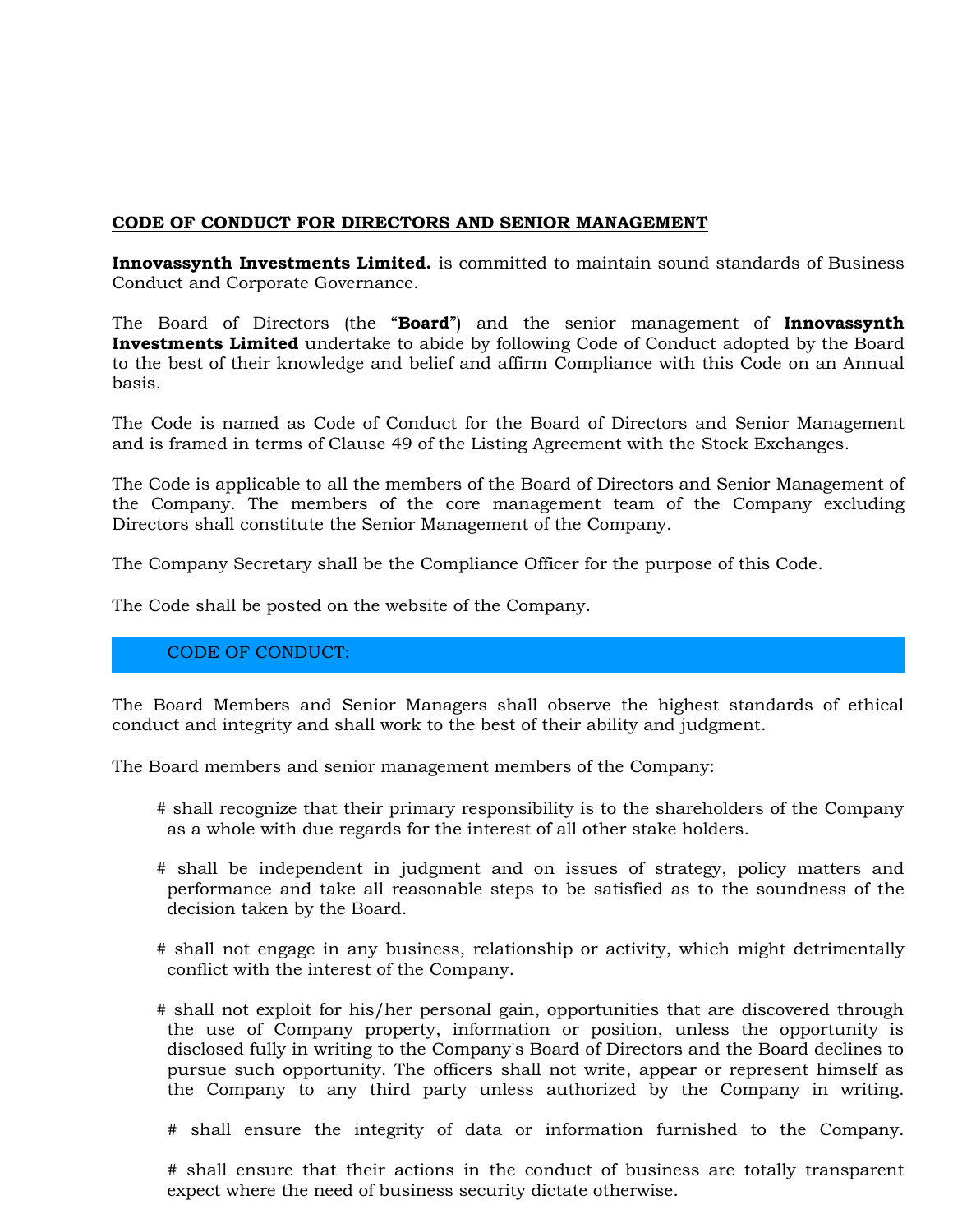## CODE OF CONDUCT FOR DIRECTORS AND SENIOR MANAGEMENT

**Innovassynth Investments Limited.** is committed to maintain sound standards of Business Conduct and Corporate Governance.

The Board of Directors (the "**Board**") and the senior management of **Innovassynth Investments Limited** undertake to abide by following Code of Conduct adopted by the Board to the best of their knowledge and belief and affirm Compliance with this Code on an Annual basis.

The Code is named as Code of Conduct for the Board of Directors and Senior Management and is framed in terms of Clause 49 of the Listing Agreement with the Stock Exchanges.

The Code is applicable to all the members of the Board of Directors and Senior Management of the Company. The members of the core management team of the Company excluding Directors shall constitute the Senior Management of the Company.

The Company Secretary shall be the Compliance Officer for the purpose of this Code.

The Code shall be posted on the website of the Company.

### CODE OF CONDUCT:

The Board Members and Senior Managers shall observe the highest standards of ethical conduct and integrity and shall work to the best of their ability and judgment.

The Board members and senior management members of the Company:

# shall recognize that their primary responsibility is to the shareholders of the Company as a whole with due regards for the interest of all other stake holders.

# shall be independent in judgment and on issues of strategy, policy matters and performance and take all reasonable steps to be satisfied as to the soundness of the decision taken by the Board.

# shall not engage in any business, relationship or activity, which might detrimentally conflict with the interest of the Company.

# shall not exploit for his/her personal gain, opportunities that are discovered through the use of Company property, information or position, unless the opportunity is disclosed fully in writing to the Company's Board of Directors and the Board declines to pursue such opportunity. The officers shall not write, appear or represent himself as the Company to any third party unless authorized by the Company in writing.

# shall ensure the integrity of data or information furnished to the Company.

# shall ensure that their actions in the conduct of business are totally transparent expect where the need of business security dictate otherwise.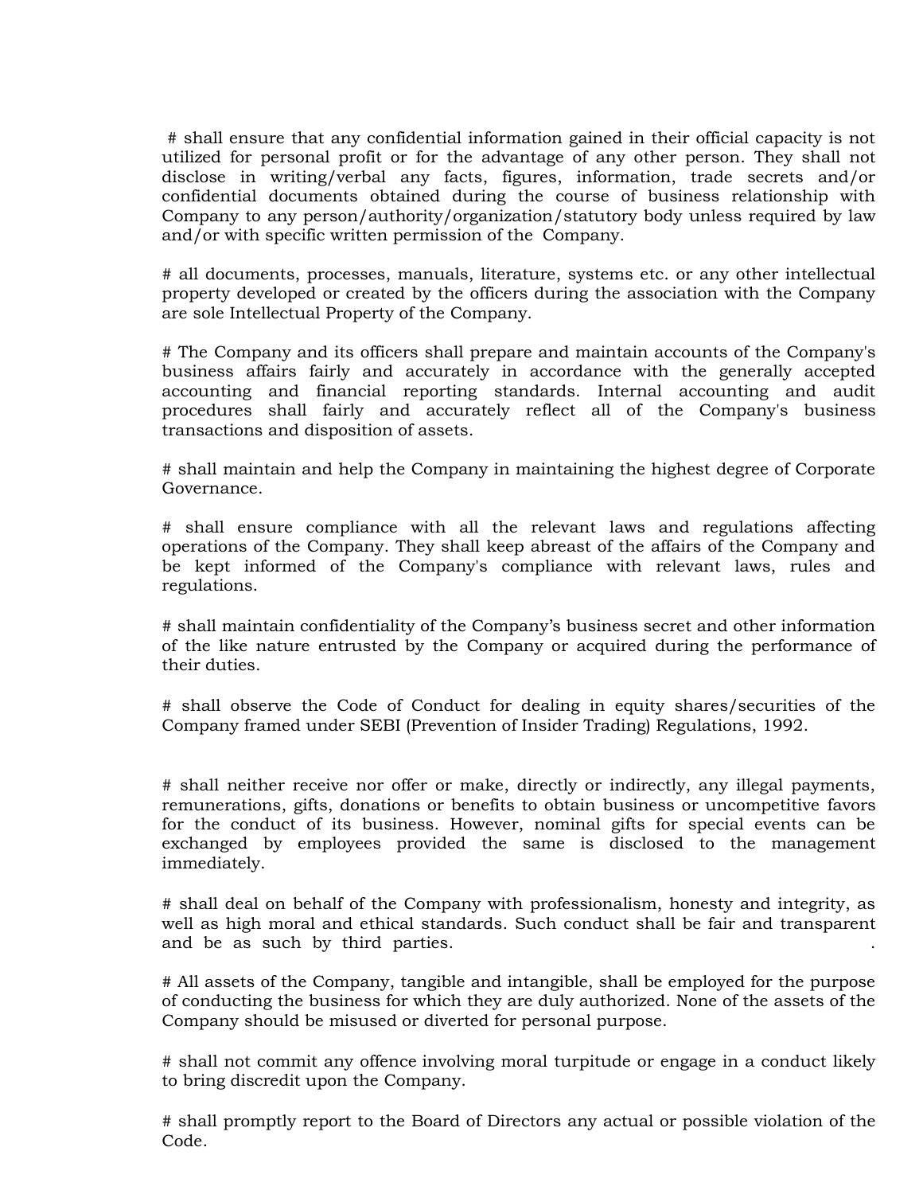# shall ensure that any confidential information gained in their official capacity is not utilized for personal profit or for the advantage of any other person. They shall not disclose in writing/verbal any facts, figures, information, trade secrets and/or confidential documents obtained during the course of business relationship with Company to any person/authority/organization/statutory body unless required by law and/or with specific written permission of the Company.

# all documents, processes, manuals, literature, systems etc. or any other intellectual property developed or created by the officers during the association with the Company are sole Intellectual Property of the Company.

# The Company and its officers shall prepare and maintain accounts of the Company's business affairs fairly and accurately in accordance with the generally accepted accounting and financial reporting standards. Internal accounting and audit procedures shall fairly and accurately reflect all of the Company's business transactions and disposition of assets.

# shall maintain and help the Company in maintaining the highest degree of Corporate Governance.

# shall ensure compliance with all the relevant laws and regulations affecting operations of the Company. They shall keep abreast of the affairs of the Company and be kept informed of the Company's compliance with relevant laws, rules and regulations.

# shall maintain confidentiality of the Company's business secret and other information of the like nature entrusted by the Company or acquired during the performance of their duties.

# shall observe the Code of Conduct for dealing in equity shares/securities of the Company framed under SEBI (Prevention of Insider Trading) Regulations, 1992.

# shall neither receive nor offer or make, directly or indirectly, any illegal payments, remunerations, gifts, donations or benefits to obtain business or uncompetitive favors for the conduct of its business. However, nominal gifts for special events can be exchanged by employees provided the same is disclosed to the management immediately.

# shall deal on behalf of the Company with professionalism, honesty and integrity, as well as high moral and ethical standards. Such conduct shall be fair and transparent and be as such by third parties.

# All assets of the Company, tangible and intangible, shall be employed for the purpose of conducting the business for which they are duly authorized. None of the assets of the Company should be misused or diverted for personal purpose.

# shall not commit any offence involving moral turpitude or engage in a conduct likely to bring discredit upon the Company.

# shall promptly report to the Board of Directors any actual or possible violation of the Code.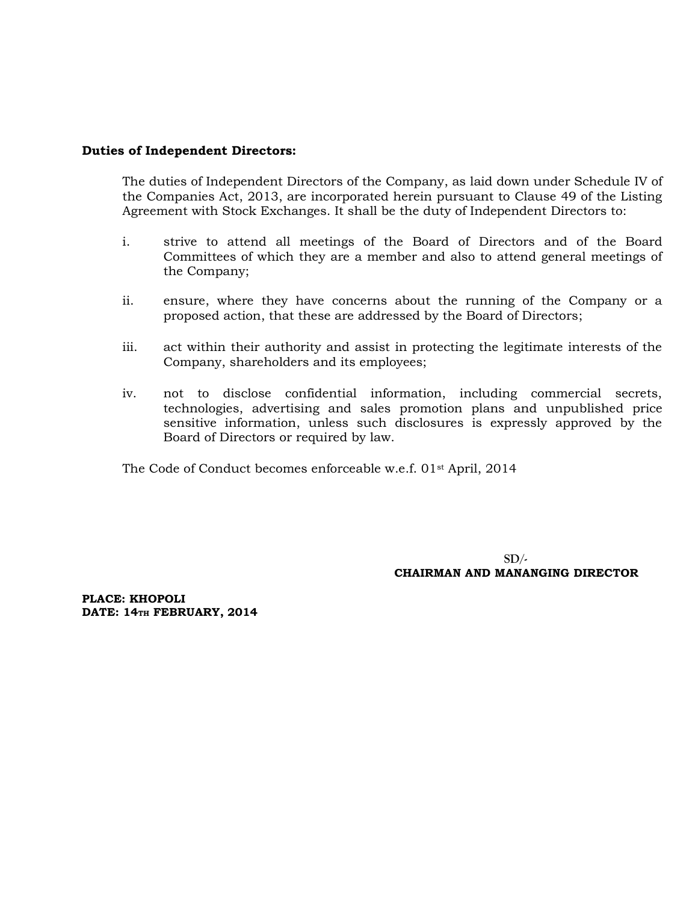**Duties of Independent Directors:**

The duties of Independent Directors of the Company, as laid down under Schedule IV of the Companies Act, 2013, are incorporated herein pursuant to Clause 49 of the Listing Agreement with Stock Exchanges. It shall be the duty of Independent Directors to:

i. strive to attend all meetings of the Board of Directors and of the Board Committees of which they are a member and also to attend general meetings of the Company;

ii. ensure, where they have concerns about the running of the Company or a proposed action, that these are addressed by the Board of Directors;

iii. act within their authority and assist in protecting the legitimate interests of the Company, shareholders and its employees;

iv. not to disclose confidential information, including commercial secrets, technologies, advertising and sales promotion plans and unpublished price sensitive information, unless such disclosures is expressly approved by the Board of Directors or required by law.

The Code of Conduct becomes enforceable w.e.f. 01st April, 2014

SD/-
**CHAIRMAN AND MANANGING DIRECTOR**

**PLACE: KHOPOLI**
**DATE: 14TH FEBRUARY, 2014**